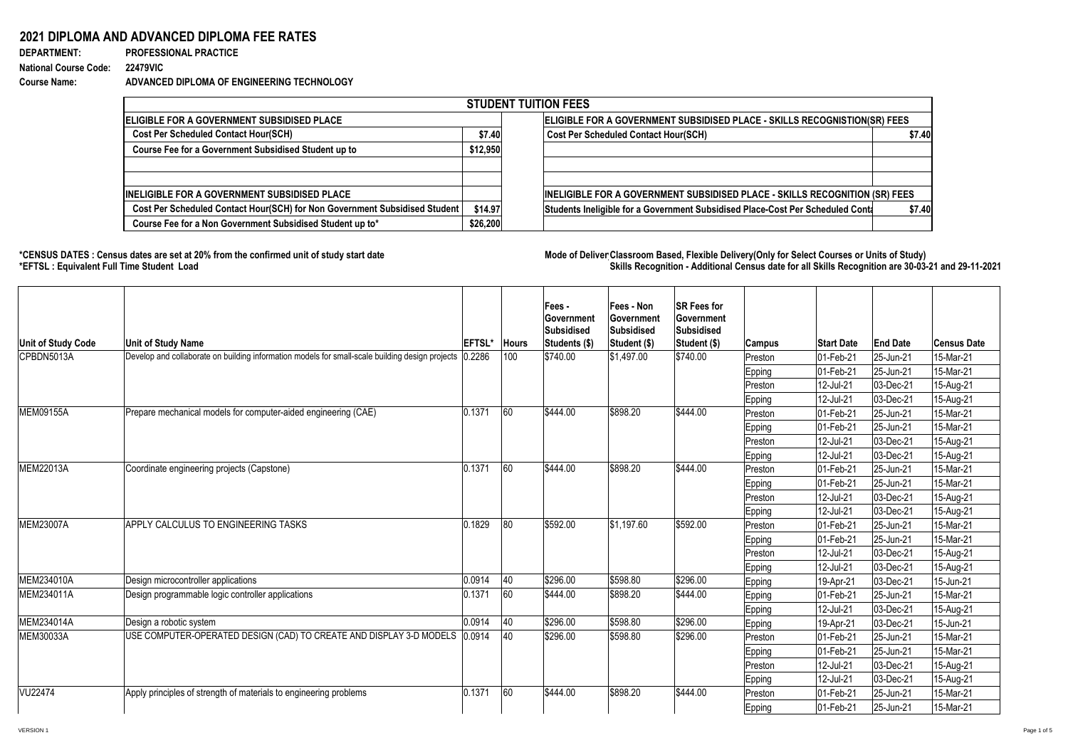# 2021 DIPLOMA AND ADVANCED DIPLOMA FEE RATES

**DEPARTMENT:** PROFESSIONAL PRACTICE

**National Course Code:** 22479VIC

**Course Name:** ADVANCED DIPLOMA OF ENGINEERING TECHNOLOGY

| STUDENT TUITION FEES | | | | |
|---|---|---|---|---|
| **ELIGIBLE FOR A GOVERNMENT SUBSIDISED PLACE** | | | **ELIGIBLE FOR A GOVERNMENT SUBSIDISED PLACE - SKILLS RECOGNISTION(SR) FEES** | |
| Cost Per Scheduled Contact Hour(SCH) | $7.40 | | Cost Per Scheduled Contact Hour(SCH) | $7.40 |
| Course Fee for a Government Subsidised Student up to | $12,950 | | | |
| | | | | |
| | | | | |
| **INELIGIBLE FOR A GOVERNMENT SUBSIDISED PLACE** | | | **INELIGIBLE FOR A GOVERNMENT SUBSIDISED PLACE - SKILLS RECOGNITION (SR) FEES** | |
| Cost Per Scheduled Contact Hour(SCH) for Non Government Subsidised Student | $14.97 | | Students Ineligible for a Government Subsidised Place-Cost Per Scheduled Conta | $7.40 |
| Course Fee for a Non Government Subsidised Student up to* | $26,200 | | | |

**\*CENSUS DATES : Census dates are set at 20% from the confirmed unit of study start date**

**\*EFTSL : Equivalent Full Time Student Load**

**Mode of Deliver Classroom Based, Flexible Delivery(Only for Select Courses or Units of Study)**

**Skills Recognition - Additional Census date for all Skills Recognition are 30-03-21 and 29-11-2021**

| Unit of Study Code | Unit of Study Name | EFTSL* | Hours | Fees - Government Subsidised Students ($) | Fees - Non Government Subsidised Student ($) | SR Fees for Government Subsidised Student ($) | Campus | Start Date | End Date | Census Date |
|---|---|---|---|---|---|---|---|---|---|---|
| CPBDN5013A | Develop and collaborate on building information models for small-scale building design projects | 0.2286 | 100 | $740.00 | $1,497.00 | $740.00 | Preston | 01-Feb-21 | 25-Jun-21 | 15-Mar-21 |
| | | | | | | | Epping | 01-Feb-21 | 25-Jun-21 | 15-Mar-21 |
| | | | | | | | Preston | 12-Jul-21 | 03-Dec-21 | 15-Aug-21 |
| | | | | | | | Epping | 12-Jul-21 | 03-Dec-21 | 15-Aug-21 |
| MEM09155A | Prepare mechanical models for computer-aided engineering (CAE) | 0.1371 | 60 | $444.00 | $898.20 | $444.00 | Preston | 01-Feb-21 | 25-Jun-21 | 15-Mar-21 |
| | | | | | | | Epping | 01-Feb-21 | 25-Jun-21 | 15-Mar-21 |
| | | | | | | | Preston | 12-Jul-21 | 03-Dec-21 | 15-Aug-21 |
| | | | | | | | Epping | 12-Jul-21 | 03-Dec-21 | 15-Aug-21 |
| MEM22013A | Coordinate engineering projects (Capstone) | 0.1371 | 60 | $444.00 | $898.20 | $444.00 | Preston | 01-Feb-21 | 25-Jun-21 | 15-Mar-21 |
| | | | | | | | Epping | 01-Feb-21 | 25-Jun-21 | 15-Mar-21 |
| | | | | | | | Preston | 12-Jul-21 | 03-Dec-21 | 15-Aug-21 |
| | | | | | | | Epping | 12-Jul-21 | 03-Dec-21 | 15-Aug-21 |
| MEM23007A | APPLY CALCULUS TO ENGINEERING TASKS | 0.1829 | 80 | $592.00 | $1,197.60 | $592.00 | Preston | 01-Feb-21 | 25-Jun-21 | 15-Mar-21 |
| | | | | | | | Epping | 01-Feb-21 | 25-Jun-21 | 15-Mar-21 |
| | | | | | | | Preston | 12-Jul-21 | 03-Dec-21 | 15-Aug-21 |
| | | | | | | | Epping | 12-Jul-21 | 03-Dec-21 | 15-Aug-21 |
| MEM234010A | Design microcontroller applications | 0.0914 | 40 | $296.00 | $598.80 | $296.00 | Epping | 19-Apr-21 | 03-Dec-21 | 15-Jun-21 |
| MEM234011A | Design programmable logic controller applications | 0.1371 | 60 | $444.00 | $898.20 | $444.00 | Epping | 01-Feb-21 | 25-Jun-21 | 15-Mar-21 |
| | | | | | | | Epping | 12-Jul-21 | 03-Dec-21 | 15-Aug-21 |
| MEM234014A | Design a robotic system | 0.0914 | 40 | $296.00 | $598.80 | $296.00 | Epping | 19-Apr-21 | 03-Dec-21 | 15-Jun-21 |
| MEM30033A | USE COMPUTER-OPERATED DESIGN (CAD) TO CREATE AND DISPLAY 3-D MODELS | 0.0914 | 40 | $296.00 | $598.80 | $296.00 | Preston | 01-Feb-21 | 25-Jun-21 | 15-Mar-21 |
| | | | | | | | Epping | 01-Feb-21 | 25-Jun-21 | 15-Mar-21 |
| | | | | | | | Preston | 12-Jul-21 | 03-Dec-21 | 15-Aug-21 |
| | | | | | | | Epping | 12-Jul-21 | 03-Dec-21 | 15-Aug-21 |
| VU22474 | Apply principles of strength of materials to engineering problems | 0.1371 | 60 | $444.00 | $898.20 | $444.00 | Preston | 01-Feb-21 | 25-Jun-21 | 15-Mar-21 |
| | | | | | | | Epping | 01-Feb-21 | 25-Jun-21 | 15-Mar-21 |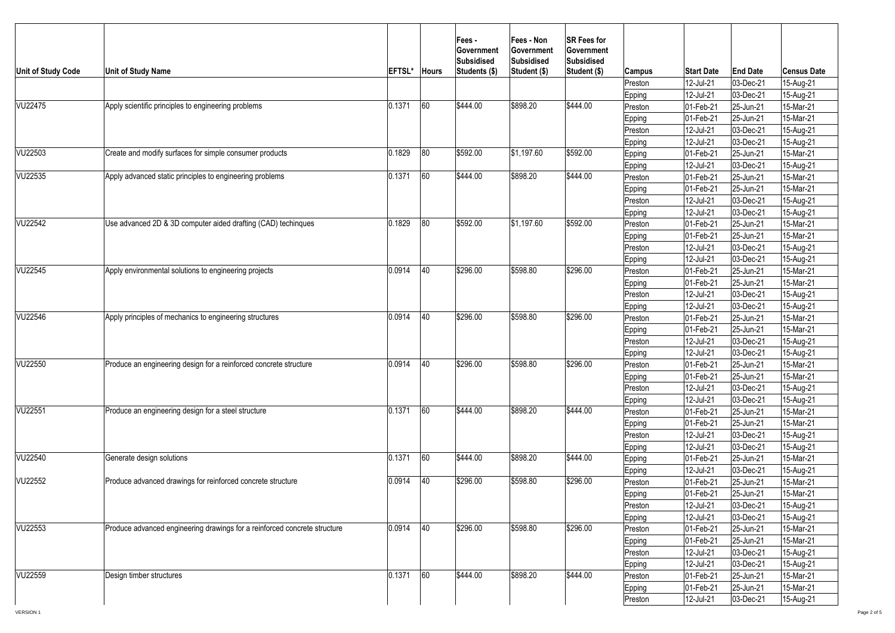| Unit of Study Code | Unit of Study Name | EFTSL* | Hours | Fees - Government Subsidised Students ($) | Fees - Non Government Subsidised Student ($) | SR Fees for Government Subsidised Student ($) | Campus | Start Date | End Date | Census Date |
|---|---|---|---|---|---|---|---|---|---|---|
| | | | | | | | Preston | 12-Jul-21 | 03-Dec-21 | 15-Aug-21 |
| | | | | | | | Epping | 12-Jul-21 | 03-Dec-21 | 15-Aug-21 |
| VU22475 | Apply scientific principles to engineering problems | 0.1371 | 60 | $444.00 | $898.20 | $444.00 | Preston | 01-Feb-21 | 25-Jun-21 | 15-Mar-21 |
| | | | | | | | Epping | 01-Feb-21 | 25-Jun-21 | 15-Mar-21 |
| | | | | | | | Preston | 12-Jul-21 | 03-Dec-21 | 15-Aug-21 |
| | | | | | | | Epping | 12-Jul-21 | 03-Dec-21 | 15-Aug-21 |
| VU22503 | Create and modify surfaces for simple consumer products | 0.1829 | 80 | $592.00 | $1,197.60 | $592.00 | Epping | 01-Feb-21 | 25-Jun-21 | 15-Mar-21 |
| | | | | | | | Epping | 12-Jul-21 | 03-Dec-21 | 15-Aug-21 |
| VU22535 | Apply advanced static principles to engineering problems | 0.1371 | 60 | $444.00 | $898.20 | $444.00 | Preston | 01-Feb-21 | 25-Jun-21 | 15-Mar-21 |
| | | | | | | | Epping | 01-Feb-21 | 25-Jun-21 | 15-Mar-21 |
| | | | | | | | Preston | 12-Jul-21 | 03-Dec-21 | 15-Aug-21 |
| | | | | | | | Epping | 12-Jul-21 | 03-Dec-21 | 15-Aug-21 |
| VU22542 | Use advanced 2D & 3D computer aided drafting (CAD) techinques | 0.1829 | 80 | $592.00 | $1,197.60 | $592.00 | Preston | 01-Feb-21 | 25-Jun-21 | 15-Mar-21 |
| | | | | | | | Epping | 01-Feb-21 | 25-Jun-21 | 15-Mar-21 |
| | | | | | | | Preston | 12-Jul-21 | 03-Dec-21 | 15-Aug-21 |
| | | | | | | | Epping | 12-Jul-21 | 03-Dec-21 | 15-Aug-21 |
| VU22545 | Apply environmental solutions to engineering projects | 0.0914 | 40 | $296.00 | $598.80 | $296.00 | Preston | 01-Feb-21 | 25-Jun-21 | 15-Mar-21 |
| | | | | | | | Epping | 01-Feb-21 | 25-Jun-21 | 15-Mar-21 |
| | | | | | | | Preston | 12-Jul-21 | 03-Dec-21 | 15-Aug-21 |
| | | | | | | | Epping | 12-Jul-21 | 03-Dec-21 | 15-Aug-21 |
| VU22546 | Apply principles of mechanics to engineering structures | 0.0914 | 40 | $296.00 | $598.80 | $296.00 | Preston | 01-Feb-21 | 25-Jun-21 | 15-Mar-21 |
| | | | | | | | Epping | 01-Feb-21 | 25-Jun-21 | 15-Mar-21 |
| | | | | | | | Preston | 12-Jul-21 | 03-Dec-21 | 15-Aug-21 |
| | | | | | | | Epping | 12-Jul-21 | 03-Dec-21 | 15-Aug-21 |
| VU22550 | Produce an engineering design for a reinforced concrete structure | 0.0914 | 40 | $296.00 | $598.80 | $296.00 | Preston | 01-Feb-21 | 25-Jun-21 | 15-Mar-21 |
| | | | | | | | Epping | 01-Feb-21 | 25-Jun-21 | 15-Mar-21 |
| | | | | | | | Preston | 12-Jul-21 | 03-Dec-21 | 15-Aug-21 |
| | | | | | | | Epping | 12-Jul-21 | 03-Dec-21 | 15-Aug-21 |
| VU22551 | Produce an engineering design for a steel structure | 0.1371 | 60 | $444.00 | $898.20 | $444.00 | Preston | 01-Feb-21 | 25-Jun-21 | 15-Mar-21 |
| | | | | | | | Epping | 01-Feb-21 | 25-Jun-21 | 15-Mar-21 |
| | | | | | | | Preston | 12-Jul-21 | 03-Dec-21 | 15-Aug-21 |
| | | | | | | | Epping | 12-Jul-21 | 03-Dec-21 | 15-Aug-21 |
| VU22540 | Generate design solutions | 0.1371 | 60 | $444.00 | $898.20 | $444.00 | Epping | 01-Feb-21 | 25-Jun-21 | 15-Mar-21 |
| | | | | | | | Epping | 12-Jul-21 | 03-Dec-21 | 15-Aug-21 |
| VU22552 | Produce advanced drawings for reinforced concrete structure | 0.0914 | 40 | $296.00 | $598.80 | $296.00 | Preston | 01-Feb-21 | 25-Jun-21 | 15-Mar-21 |
| | | | | | | | Epping | 01-Feb-21 | 25-Jun-21 | 15-Mar-21 |
| | | | | | | | Preston | 12-Jul-21 | 03-Dec-21 | 15-Aug-21 |
| | | | | | | | Epping | 12-Jul-21 | 03-Dec-21 | 15-Aug-21 |
| VU22553 | Produce advanced engineering drawings for a reinforced concrete structure | 0.0914 | 40 | $296.00 | $598.80 | $296.00 | Preston | 01-Feb-21 | 25-Jun-21 | 15-Mar-21 |
| | | | | | | | Epping | 01-Feb-21 | 25-Jun-21 | 15-Mar-21 |
| | | | | | | | Preston | 12-Jul-21 | 03-Dec-21 | 15-Aug-21 |
| | | | | | | | Epping | 12-Jul-21 | 03-Dec-21 | 15-Aug-21 |
| VU22559 | Design timber structures | 0.1371 | 60 | $444.00 | $898.20 | $444.00 | Preston | 01-Feb-21 | 25-Jun-21 | 15-Mar-21 |
| | | | | | | | Epping | 01-Feb-21 | 25-Jun-21 | 15-Mar-21 |
| | | | | | | | Preston | 12-Jul-21 | 03-Dec-21 | 15-Aug-21 |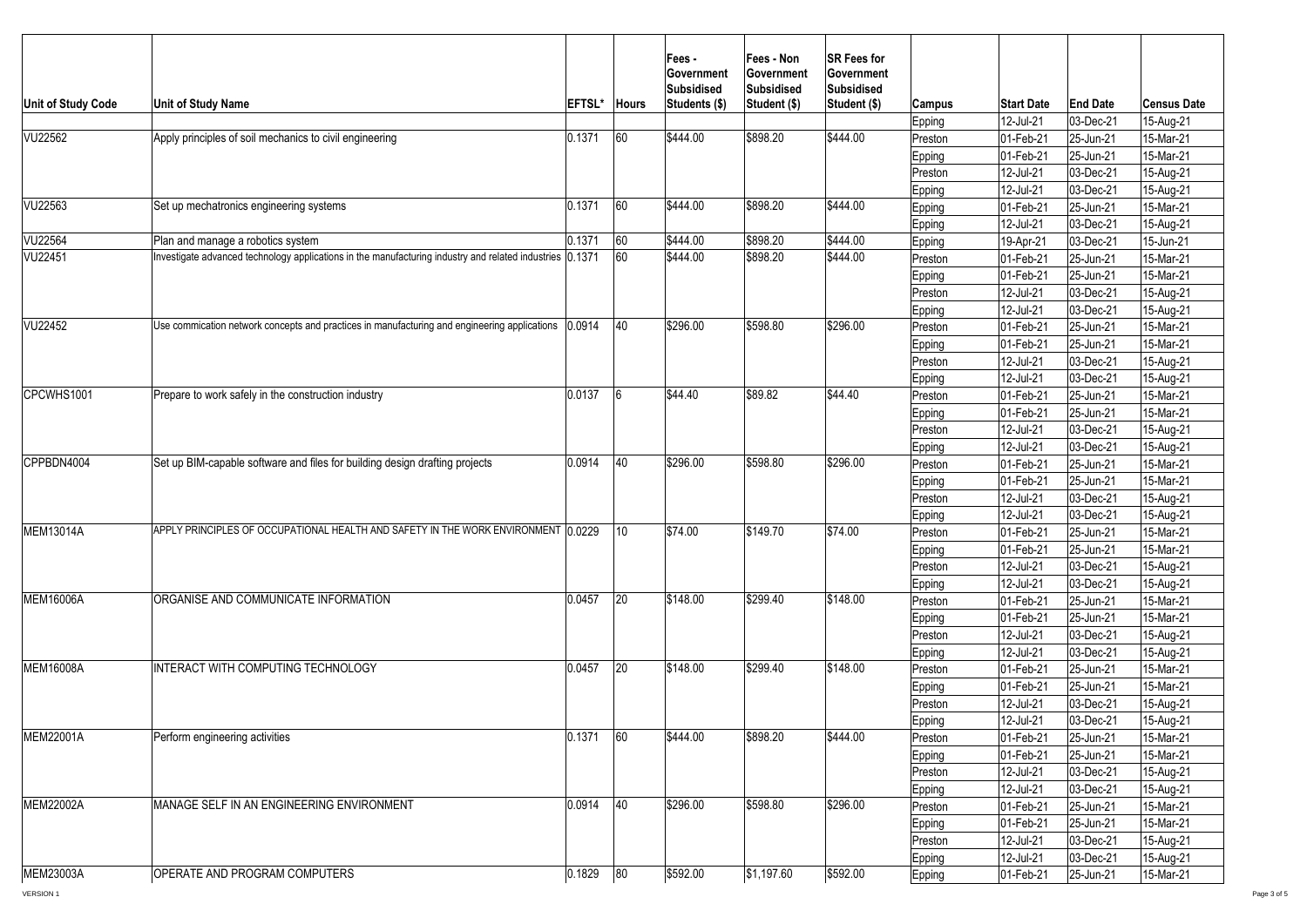| Unit of Study Code | Unit of Study Name | EFTSL* | Hours | Fees - Government Subsidised Students ($) | Fees - Non Government Subsidised Student ($) | SR Fees for Government Subsidised Student ($) | Campus | Start Date | End Date | Census Date |
|---|---|---|---|---|---|---|---|---|---|---|
| | | | | | | | Epping | 12-Jul-21 | 03-Dec-21 | 15-Aug-21 |
| VU22562 | Apply principles of soil mechanics to civil engineering | 0.1371 | 60 | $444.00 | $898.20 | $444.00 | Preston | 01-Feb-21 | 25-Jun-21 | 15-Mar-21 |
| | | | | | | | Epping | 01-Feb-21 | 25-Jun-21 | 15-Mar-21 |
| | | | | | | | Preston | 12-Jul-21 | 03-Dec-21 | 15-Aug-21 |
| | | | | | | | Epping | 12-Jul-21 | 03-Dec-21 | 15-Aug-21 |
| VU22563 | Set up mechatronics engineering systems | 0.1371 | 60 | $444.00 | $898.20 | $444.00 | Epping | 01-Feb-21 | 25-Jun-21 | 15-Mar-21 |
| | | | | | | | Epping | 12-Jul-21 | 03-Dec-21 | 15-Aug-21 |
| VU22564 | Plan and manage a robotics system | 0.1371 | 60 | $444.00 | $898.20 | $444.00 | Epping | 19-Apr-21 | 03-Dec-21 | 15-Jun-21 |
| VU22451 | Investigate advanced technology applications in the manufacturing industry and related industries | 0.1371 | 60 | $444.00 | $898.20 | $444.00 | Preston | 01-Feb-21 | 25-Jun-21 | 15-Mar-21 |
| | | | | | | | Epping | 01-Feb-21 | 25-Jun-21 | 15-Mar-21 |
| | | | | | | | Preston | 12-Jul-21 | 03-Dec-21 | 15-Aug-21 |
| | | | | | | | Epping | 12-Jul-21 | 03-Dec-21 | 15-Aug-21 |
| VU22452 | Use commication network concepts and practices in manufacturing and engineering applications | 0.0914 | 40 | $296.00 | $598.80 | $296.00 | Preston | 01-Feb-21 | 25-Jun-21 | 15-Mar-21 |
| | | | | | | | Epping | 01-Feb-21 | 25-Jun-21 | 15-Mar-21 |
| | | | | | | | Preston | 12-Jul-21 | 03-Dec-21 | 15-Aug-21 |
| | | | | | | | Epping | 12-Jul-21 | 03-Dec-21 | 15-Aug-21 |
| CPCWHS1001 | Prepare to work safely in the construction industry | 0.0137 | 6 | $44.40 | $89.82 | $44.40 | Preston | 01-Feb-21 | 25-Jun-21 | 15-Mar-21 |
| | | | | | | | Epping | 01-Feb-21 | 25-Jun-21 | 15-Mar-21 |
| | | | | | | | Preston | 12-Jul-21 | 03-Dec-21 | 15-Aug-21 |
| | | | | | | | Epping | 12-Jul-21 | 03-Dec-21 | 15-Aug-21 |
| CPPBDN4004 | Set up BIM-capable software and files for building design drafting projects | 0.0914 | 40 | $296.00 | $598.80 | $296.00 | Preston | 01-Feb-21 | 25-Jun-21 | 15-Mar-21 |
| | | | | | | | Epping | 01-Feb-21 | 25-Jun-21 | 15-Mar-21 |
| | | | | | | | Preston | 12-Jul-21 | 03-Dec-21 | 15-Aug-21 |
| | | | | | | | Epping | 12-Jul-21 | 03-Dec-21 | 15-Aug-21 |
| MEM13014A | APPLY PRINCIPLES OF OCCUPATIONAL HEALTH AND SAFETY IN THE WORK ENVIRONMENT | 0.0229 | 10 | $74.00 | $149.70 | $74.00 | Preston | 01-Feb-21 | 25-Jun-21 | 15-Mar-21 |
| | | | | | | | Epping | 01-Feb-21 | 25-Jun-21 | 15-Mar-21 |
| | | | | | | | Preston | 12-Jul-21 | 03-Dec-21 | 15-Aug-21 |
| | | | | | | | Epping | 12-Jul-21 | 03-Dec-21 | 15-Aug-21 |
| MEM16006A | ORGANISE AND COMMUNICATE INFORMATION | 0.0457 | 20 | $148.00 | $299.40 | $148.00 | Preston | 01-Feb-21 | 25-Jun-21 | 15-Mar-21 |
| | | | | | | | Epping | 01-Feb-21 | 25-Jun-21 | 15-Mar-21 |
| | | | | | | | Preston | 12-Jul-21 | 03-Dec-21 | 15-Aug-21 |
| | | | | | | | Epping | 12-Jul-21 | 03-Dec-21 | 15-Aug-21 |
| MEM16008A | INTERACT WITH COMPUTING TECHNOLOGY | 0.0457 | 20 | $148.00 | $299.40 | $148.00 | Preston | 01-Feb-21 | 25-Jun-21 | 15-Mar-21 |
| | | | | | | | Epping | 01-Feb-21 | 25-Jun-21 | 15-Mar-21 |
| | | | | | | | Preston | 12-Jul-21 | 03-Dec-21 | 15-Aug-21 |
| | | | | | | | Epping | 12-Jul-21 | 03-Dec-21 | 15-Aug-21 |
| MEM22001A | Perform engineering activities | 0.1371 | 60 | $444.00 | $898.20 | $444.00 | Preston | 01-Feb-21 | 25-Jun-21 | 15-Mar-21 |
| | | | | | | | Epping | 01-Feb-21 | 25-Jun-21 | 15-Mar-21 |
| | | | | | | | Preston | 12-Jul-21 | 03-Dec-21 | 15-Aug-21 |
| | | | | | | | Epping | 12-Jul-21 | 03-Dec-21 | 15-Aug-21 |
| MEM22002A | MANAGE SELF IN AN ENGINEERING ENVIRONMENT | 0.0914 | 40 | $296.00 | $598.80 | $296.00 | Preston | 01-Feb-21 | 25-Jun-21 | 15-Mar-21 |
| | | | | | | | Epping | 01-Feb-21 | 25-Jun-21 | 15-Mar-21 |
| | | | | | | | Preston | 12-Jul-21 | 03-Dec-21 | 15-Aug-21 |
| | | | | | | | Epping | 12-Jul-21 | 03-Dec-21 | 15-Aug-21 |
| MEM23003A | OPERATE AND PROGRAM COMPUTERS | 0.1829 | 80 | $592.00 | $1,197.60 | $592.00 | Epping | 01-Feb-21 | 25-Jun-21 | 15-Mar-21 |

VERSION 1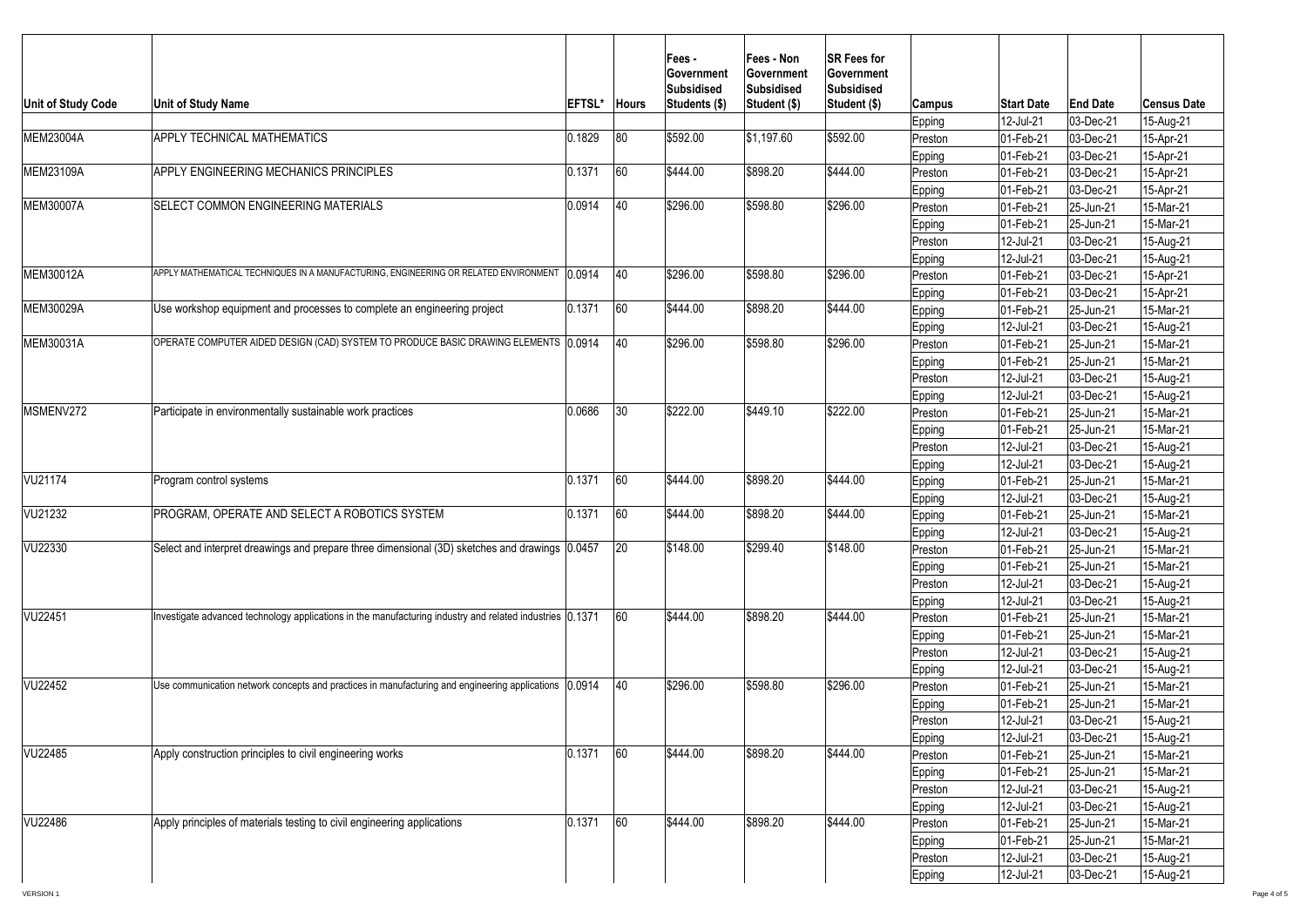| Unit of Study Code | Unit of Study Name | EFTSL* | Hours | Fees - Government Subsidised Students ($) | Fees - Non Government Subsidised Student ($) | SR Fees for Government Subsidised Student ($) | Campus | Start Date | End Date | Census Date |
|---|---|---|---|---|---|---|---|---|---|---|
| | | | | | | | Epping | 12-Jul-21 | 03-Dec-21 | 15-Aug-21 |
| MEM23004A | APPLY TECHNICAL MATHEMATICS | 0.1829 | 80 | $592.00 | $1,197.60 | $592.00 | Preston | 01-Feb-21 | 03-Dec-21 | 15-Apr-21 |
| | | | | | | | Epping | 01-Feb-21 | 03-Dec-21 | 15-Apr-21 |
| MEM23109A | APPLY ENGINEERING MECHANICS PRINCIPLES | 0.1371 | 60 | $444.00 | $898.20 | $444.00 | Preston | 01-Feb-21 | 03-Dec-21 | 15-Apr-21 |
| | | | | | | | Epping | 01-Feb-21 | 03-Dec-21 | 15-Apr-21 |
| MEM30007A | SELECT COMMON ENGINEERING MATERIALS | 0.0914 | 40 | $296.00 | $598.80 | $296.00 | Preston | 01-Feb-21 | 25-Jun-21 | 15-Mar-21 |
| | | | | | | | Epping | 01-Feb-21 | 25-Jun-21 | 15-Mar-21 |
| | | | | | | | Preston | 12-Jul-21 | 03-Dec-21 | 15-Aug-21 |
| | | | | | | | Epping | 12-Jul-21 | 03-Dec-21 | 15-Aug-21 |
| MEM30012A | APPLY MATHEMATICAL TECHNIQUES IN A MANUFACTURING, ENGINEERING OR RELATED ENVIRONMENT | 0.0914 | 40 | $296.00 | $598.80 | $296.00 | Preston | 01-Feb-21 | 03-Dec-21 | 15-Apr-21 |
| | | | | | | | Epping | 01-Feb-21 | 03-Dec-21 | 15-Apr-21 |
| MEM30029A | Use workshop equipment and processes to complete an engineering project | 0.1371 | 60 | $444.00 | $898.20 | $444.00 | Epping | 01-Feb-21 | 25-Jun-21 | 15-Mar-21 |
| | | | | | | | Epping | 12-Jul-21 | 03-Dec-21 | 15-Aug-21 |
| MEM30031A | OPERATE COMPUTER AIDED DESIGN (CAD) SYSTEM TO PRODUCE BASIC DRAWING ELEMENTS | 0.0914 | 40 | $296.00 | $598.80 | $296.00 | Preston | 01-Feb-21 | 25-Jun-21 | 15-Mar-21 |
| | | | | | | | Epping | 01-Feb-21 | 25-Jun-21 | 15-Mar-21 |
| | | | | | | | Preston | 12-Jul-21 | 03-Dec-21 | 15-Aug-21 |
| | | | | | | | Epping | 12-Jul-21 | 03-Dec-21 | 15-Aug-21 |
| MSMENV272 | Participate in environmentally sustainable work practices | 0.0686 | 30 | $222.00 | $449.10 | $222.00 | Preston | 01-Feb-21 | 25-Jun-21 | 15-Mar-21 |
| | | | | | | | Epping | 01-Feb-21 | 25-Jun-21 | 15-Mar-21 |
| | | | | | | | Preston | 12-Jul-21 | 03-Dec-21 | 15-Aug-21 |
| | | | | | | | Epping | 12-Jul-21 | 03-Dec-21 | 15-Aug-21 |
| VU21174 | Program control systems | 0.1371 | 60 | $444.00 | $898.20 | $444.00 | Epping | 01-Feb-21 | 25-Jun-21 | 15-Mar-21 |
| | | | | | | | Epping | 12-Jul-21 | 03-Dec-21 | 15-Aug-21 |
| VU21232 | PROGRAM, OPERATE AND SELECT A ROBOTICS SYSTEM | 0.1371 | 60 | $444.00 | $898.20 | $444.00 | Epping | 01-Feb-21 | 25-Jun-21 | 15-Mar-21 |
| | | | | | | | Epping | 12-Jul-21 | 03-Dec-21 | 15-Aug-21 |
| VU22330 | Select and interpret dreawings and prepare three dimensional (3D) sketches and drawings | 0.0457 | 20 | $148.00 | $299.40 | $148.00 | Preston | 01-Feb-21 | 25-Jun-21 | 15-Mar-21 |
| | | | | | | | Epping | 01-Feb-21 | 25-Jun-21 | 15-Mar-21 |
| | | | | | | | Preston | 12-Jul-21 | 03-Dec-21 | 15-Aug-21 |
| | | | | | | | Epping | 12-Jul-21 | 03-Dec-21 | 15-Aug-21 |
| VU22451 | Investigate advanced technology applications in the manufacturing industry and related industries | 0.1371 | 60 | $444.00 | $898.20 | $444.00 | Preston | 01-Feb-21 | 25-Jun-21 | 15-Mar-21 |
| | | | | | | | Epping | 01-Feb-21 | 25-Jun-21 | 15-Mar-21 |
| | | | | | | | Preston | 12-Jul-21 | 03-Dec-21 | 15-Aug-21 |
| | | | | | | | Epping | 12-Jul-21 | 03-Dec-21 | 15-Aug-21 |
| VU22452 | Use communication network concepts and practices in manufacturing and engineering applications | 0.0914 | 40 | $296.00 | $598.80 | $296.00 | Preston | 01-Feb-21 | 25-Jun-21 | 15-Mar-21 |
| | | | | | | | Epping | 01-Feb-21 | 25-Jun-21 | 15-Mar-21 |
| | | | | | | | Preston | 12-Jul-21 | 03-Dec-21 | 15-Aug-21 |
| | | | | | | | Epping | 12-Jul-21 | 03-Dec-21 | 15-Aug-21 |
| VU22485 | Apply construction principles to civil engineering works | 0.1371 | 60 | $444.00 | $898.20 | $444.00 | Preston | 01-Feb-21 | 25-Jun-21 | 15-Mar-21 |
| | | | | | | | Epping | 01-Feb-21 | 25-Jun-21 | 15-Mar-21 |
| | | | | | | | Preston | 12-Jul-21 | 03-Dec-21 | 15-Aug-21 |
| | | | | | | | Epping | 12-Jul-21 | 03-Dec-21 | 15-Aug-21 |
| VU22486 | Apply principles of materials testing to civil engineering applications | 0.1371 | 60 | $444.00 | $898.20 | $444.00 | Preston | 01-Feb-21 | 25-Jun-21 | 15-Mar-21 |
| | | | | | | | Epping | 01-Feb-21 | 25-Jun-21 | 15-Mar-21 |
| | | | | | | | Preston | 12-Jul-21 | 03-Dec-21 | 15-Aug-21 |
| | | | | | | | Epping | 12-Jul-21 | 03-Dec-21 | 15-Aug-21 |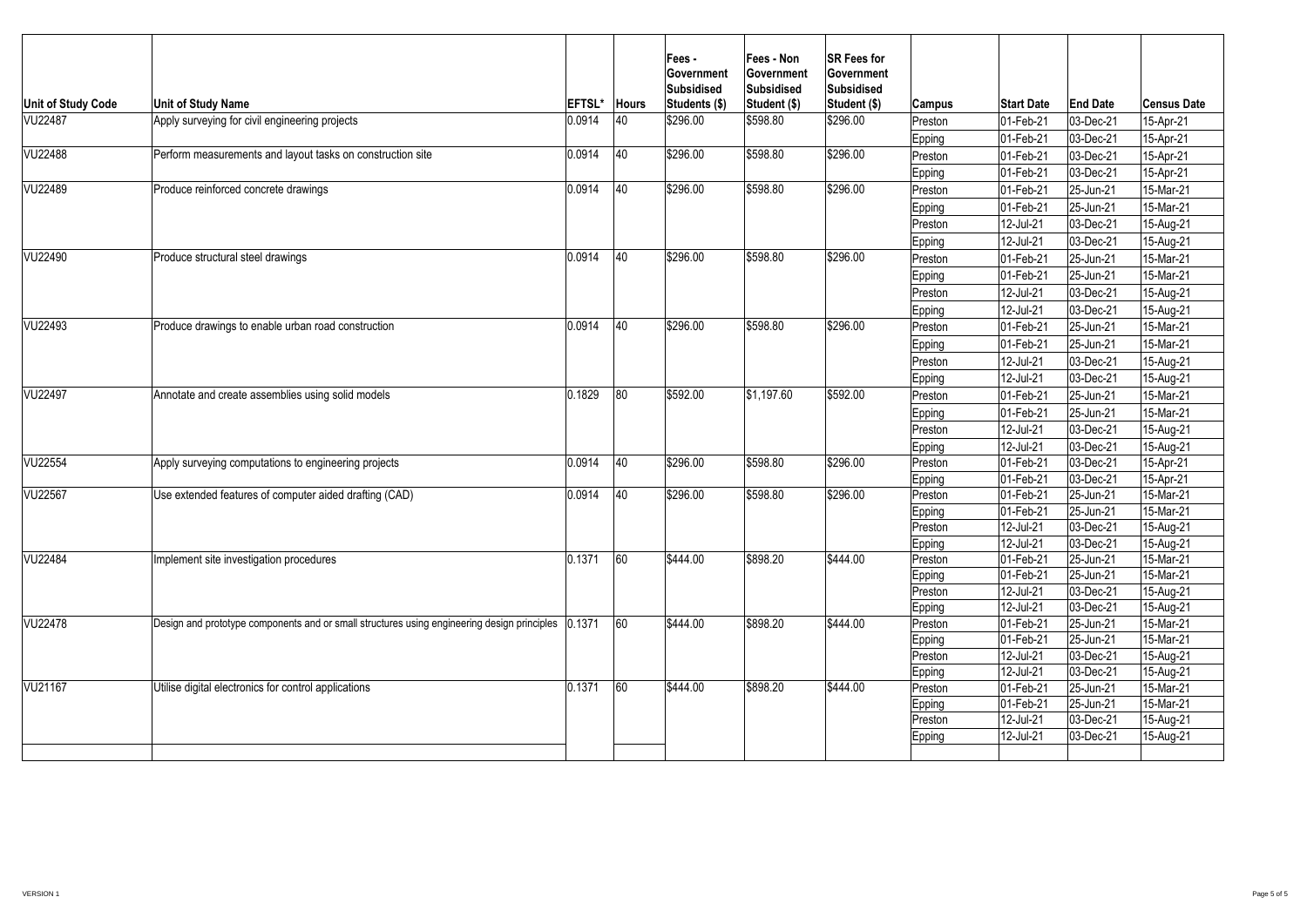| Unit of Study Code | Unit of Study Name | EFTSL* | Hours | Fees - Government Subsidised Students ($) | Fees - Non Government Subsidised Student ($) | SR Fees for Government Subsidised Student ($) | Campus | Start Date | End Date | Census Date |
|---|---|---|---|---|---|---|---|---|---|---|
| VU22487 | Apply surveying for civil engineering projects | 0.0914 | 40 | $296.00 | $598.80 | $296.00 | Preston | 01-Feb-21 | 03-Dec-21 | 15-Apr-21 |
| | | | | | | | Epping | 01-Feb-21 | 03-Dec-21 | 15-Apr-21 |
| VU22488 | Perform measurements and layout tasks on construction site | 0.0914 | 40 | $296.00 | $598.80 | $296.00 | Preston | 01-Feb-21 | 03-Dec-21 | 15-Apr-21 |
| | | | | | | | Epping | 01-Feb-21 | 03-Dec-21 | 15-Apr-21 |
| VU22489 | Produce reinforced concrete drawings | 0.0914 | 40 | $296.00 | $598.80 | $296.00 | Preston | 01-Feb-21 | 25-Jun-21 | 15-Mar-21 |
| | | | | | | | Epping | 01-Feb-21 | 25-Jun-21 | 15-Mar-21 |
| | | | | | | | Preston | 12-Jul-21 | 03-Dec-21 | 15-Aug-21 |
| | | | | | | | Epping | 12-Jul-21 | 03-Dec-21 | 15-Aug-21 |
| VU22490 | Produce structural steel drawings | 0.0914 | 40 | $296.00 | $598.80 | $296.00 | Preston | 01-Feb-21 | 25-Jun-21 | 15-Mar-21 |
| | | | | | | | Epping | 01-Feb-21 | 25-Jun-21 | 15-Mar-21 |
| | | | | | | | Preston | 12-Jul-21 | 03-Dec-21 | 15-Aug-21 |
| | | | | | | | Epping | 12-Jul-21 | 03-Dec-21 | 15-Aug-21 |
| VU22493 | Produce drawings to enable urban road construction | 0.0914 | 40 | $296.00 | $598.80 | $296.00 | Preston | 01-Feb-21 | 25-Jun-21 | 15-Mar-21 |
| | | | | | | | Epping | 01-Feb-21 | 25-Jun-21 | 15-Mar-21 |
| | | | | | | | Preston | 12-Jul-21 | 03-Dec-21 | 15-Aug-21 |
| | | | | | | | Epping | 12-Jul-21 | 03-Dec-21 | 15-Aug-21 |
| VU22497 | Annotate and create assemblies using solid models | 0.1829 | 80 | $592.00 | $1,197.60 | $592.00 | Preston | 01-Feb-21 | 25-Jun-21 | 15-Mar-21 |
| | | | | | | | Epping | 01-Feb-21 | 25-Jun-21 | 15-Mar-21 |
| | | | | | | | Preston | 12-Jul-21 | 03-Dec-21 | 15-Aug-21 |
| | | | | | | | Epping | 12-Jul-21 | 03-Dec-21 | 15-Aug-21 |
| VU22554 | Apply surveying computations to engineering projects | 0.0914 | 40 | $296.00 | $598.80 | $296.00 | Preston | 01-Feb-21 | 03-Dec-21 | 15-Apr-21 |
| | | | | | | | Epping | 01-Feb-21 | 03-Dec-21 | 15-Apr-21 |
| VU22567 | Use extended features of computer aided drafting (CAD) | 0.0914 | 40 | $296.00 | $598.80 | $296.00 | Preston | 01-Feb-21 | 25-Jun-21 | 15-Mar-21 |
| | | | | | | | Epping | 01-Feb-21 | 25-Jun-21 | 15-Mar-21 |
| | | | | | | | Preston | 12-Jul-21 | 03-Dec-21 | 15-Aug-21 |
| | | | | | | | Epping | 12-Jul-21 | 03-Dec-21 | 15-Aug-21 |
| VU22484 | Implement site investigation procedures | 0.1371 | 60 | $444.00 | $898.20 | $444.00 | Preston | 01-Feb-21 | 25-Jun-21 | 15-Mar-21 |
| | | | | | | | Epping | 01-Feb-21 | 25-Jun-21 | 15-Mar-21 |
| | | | | | | | Preston | 12-Jul-21 | 03-Dec-21 | 15-Aug-21 |
| | | | | | | | Epping | 12-Jul-21 | 03-Dec-21 | 15-Aug-21 |
| VU22478 | Design and prototype components and or small structures using engineering design principles | 0.1371 | 60 | $444.00 | $898.20 | $444.00 | Preston | 01-Feb-21 | 25-Jun-21 | 15-Mar-21 |
| | | | | | | | Epping | 01-Feb-21 | 25-Jun-21 | 15-Mar-21 |
| | | | | | | | Preston | 12-Jul-21 | 03-Dec-21 | 15-Aug-21 |
| | | | | | | | Epping | 12-Jul-21 | 03-Dec-21 | 15-Aug-21 |
| VU21167 | Utilise digital electronics for control applications | 0.1371 | 60 | $444.00 | $898.20 | $444.00 | Preston | 01-Feb-21 | 25-Jun-21 | 15-Mar-21 |
| | | | | | | | Epping | 01-Feb-21 | 25-Jun-21 | 15-Mar-21 |
| | | | | | | | Preston | 12-Jul-21 | 03-Dec-21 | 15-Aug-21 |
| | | | | | | | Epping | 12-Jul-21 | 03-Dec-21 | 15-Aug-21 |

VERSION 1